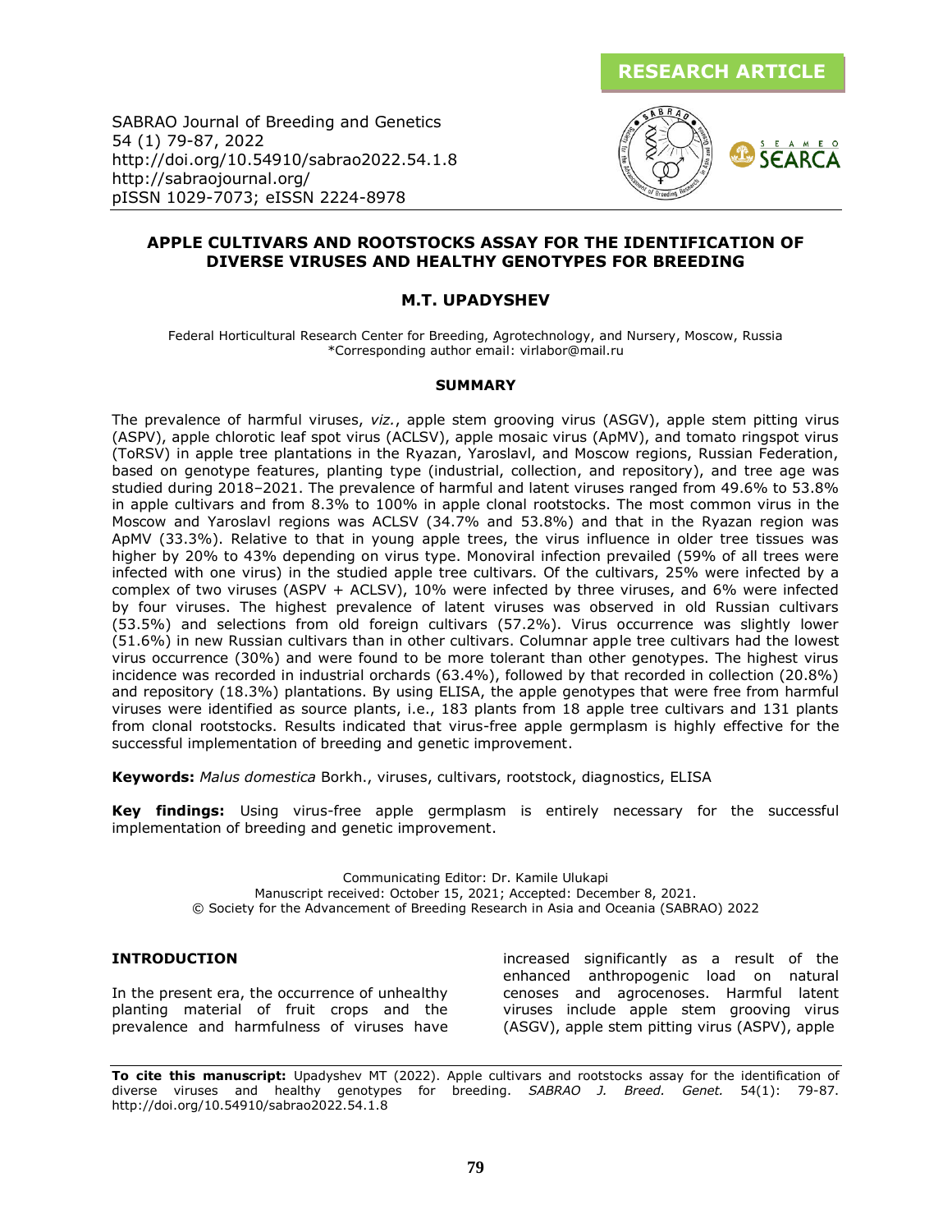**RESEARCH ARTICLE**

SABRAO Journal of Breeding and Genetics
54 (1) 79-87, 2022
http://doi.org/10.54910/sabrao2022.54.1.8
http://sabraojournal.org/
pISSN 1029-7073; eISSN 2224-8978

# APPLE CULTIVARS AND ROOTSTOCKS ASSAY FOR THE IDENTIFICATION OF DIVERSE VIRUSES AND HEALTHY GENOTYPES FOR BREEDING

**M.T. UPADYSHEV**

Federal Horticultural Research Center for Breeding, Agrotechnology, and Nursery, Moscow, Russia
*Corresponding author email: virlabor@mail.ru

## SUMMARY

The prevalence of harmful viruses, *viz.*, apple stem grooving virus (ASGV), apple stem pitting virus (ASPV), apple chlorotic leaf spot virus (ACLSV), apple mosaic virus (ApMV), and tomato ringspot virus (ToRSV) in apple tree plantations in the Ryazan, Yaroslavl, and Moscow regions, Russian Federation, based on genotype features, planting type (industrial, collection, and repository), and tree age was studied during 2018–2021. The prevalence of harmful and latent viruses ranged from 49.6% to 53.8% in apple cultivars and from 8.3% to 100% in apple clonal rootstocks. The most common virus in the Moscow and Yaroslavl regions was ACLSV (34.7% and 53.8%) and that in the Ryazan region was ApMV (33.3%). Relative to that in young apple trees, the virus influence in older tree tissues was higher by 20% to 43% depending on virus type. Monoviral infection prevailed (59% of all trees were infected with one virus) in the studied apple tree cultivars. Of the cultivars, 25% were infected by a complex of two viruses (ASPV + ACLSV), 10% were infected by three viruses, and 6% were infected by four viruses. The highest prevalence of latent viruses was observed in old Russian cultivars (53.5%) and selections from old foreign cultivars (57.2%). Virus occurrence was slightly lower (51.6%) in new Russian cultivars than in other cultivars. Columnar apple tree cultivars had the lowest virus occurrence (30%) and were found to be more tolerant than other genotypes. The highest virus incidence was recorded in industrial orchards (63.4%), followed by that recorded in collection (20.8%) and repository (18.3%) plantations. By using ELISA, the apple genotypes that were free from harmful viruses were identified as source plants, i.e., 183 plants from 18 apple tree cultivars and 131 plants from clonal rootstocks. Results indicated that virus-free apple germplasm is highly effective for the successful implementation of breeding and genetic improvement.

**Keywords:** *Malus domestica* Borkh., viruses, cultivars, rootstock, diagnostics, ELISA

**Key findings:** Using virus-free apple germplasm is entirely necessary for the successful implementation of breeding and genetic improvement.

Communicating Editor: Dr. Kamile Ulukapi
Manuscript received: October 15, 2021; Accepted: December 8, 2021.
© Society for the Advancement of Breeding Research in Asia and Oceania (SABRAO) 2022

## INTRODUCTION

In the present era, the occurrence of unhealthy planting material of fruit crops and the prevalence and harmfulness of viruses have increased significantly as a result of the enhanced anthropogenic load on natural cenoses and agrocenoses. Harmful latent viruses include apple stem grooving virus (ASGV), apple stem pitting virus (ASPV), apple

**To cite this manuscript:** Upadyshev MT (2022). Apple cultivars and rootstocks assay for the identification of diverse viruses and healthy genotypes for breeding. *SABRAO J. Breed. Genet.* 54(1): 79-87. http://doi.org/10.54910/sabrao2022.54.1.8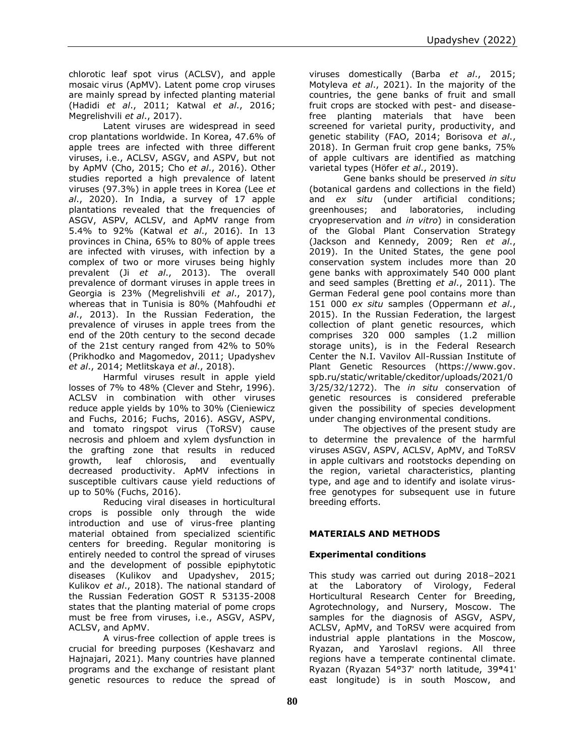chlorotic leaf spot virus (ACLSV), and apple mosaic virus (ApMV). Latent pome crop viruses are mainly spread by infected planting material (Hadidi *et al*., 2011; Katwal *et al*., 2016; Megrelishvili *et al*., 2017).

Latent viruses are widespread in seed crop plantations worldwide. In Korea, 47.6% of apple trees are infected with three different viruses, i.e., ACLSV, ASGV, and ASPV, but not by ApMV (Cho, 2015; Cho *et al*., 2016). Other studies reported a high prevalence of latent viruses (97.3%) in apple trees in Korea (Lee *et al*., 2020). In India, a survey of 17 apple plantations revealed that the frequencies of ASGV, ASPV, ACLSV, and ApMV range from 5.4% to 92% (Katwal *et al*., 2016). In 13 provinces in China, 65% to 80% of apple trees are infected with viruses, with infection by a complex of two or more viruses being highly prevalent (Ji *et al*., 2013). The overall prevalence of dormant viruses in apple trees in Georgia is 23% (Megrelishvili *et al*., 2017), whereas that in Tunisia is 80% (Mahfoudhi *et al*., 2013). In the Russian Federation, the prevalence of viruses in apple trees from the end of the 20th century to the second decade of the 21st century ranged from 42% to 50% (Prikhodko and Magomedov, 2011; Upadyshev *et al*., 2014; Metlitskaya *et al*., 2018).

Harmful viruses result in apple yield losses of 7% to 48% (Clever and Stehr, 1996). ACLSV in combination with other viruses reduce apple yields by 10% to 30% (Cieniewicz and Fuchs, 2016; Fuchs, 2016). ASGV, ASPV, and tomato ringspot virus (ToRSV) cause necrosis and phloem and xylem dysfunction in the grafting zone that results in reduced growth, leaf chlorosis, and eventually decreased productivity. ApMV infections in susceptible cultivars cause yield reductions of up to 50% (Fuchs, 2016).

Reducing viral diseases in horticultural crops is possible only through the wide introduction and use of virus-free planting material obtained from specialized scientific centers for breeding. Regular monitoring is entirely needed to control the spread of viruses and the development of possible epiphytotic diseases (Kulikov and Upadyshev, 2015; Kulikov *et al*., 2018). The national standard of the Russian Federation GOST R 53135-2008 states that the planting material of pome crops must be free from viruses, i.e., ASGV, ASPV, ACLSV, and ApMV.

A virus-free collection of apple trees is crucial for breeding purposes (Keshavarz and Hajnajari, 2021). Many countries have planned programs and the exchange of resistant plant genetic resources to reduce the spread of viruses domestically (Barba *et al*., 2015; Motyleva *et al*., 2021). In the majority of the countries, the gene banks of fruit and small fruit crops are stocked with pest- and disease-free planting materials that have been screened for varietal purity, productivity, and genetic stability (FAO, 2014; Borisova *et al*., 2018). In German fruit crop gene banks, 75% of apple cultivars are identified as matching varietal types (Höfer *et al*., 2019).

Gene banks should be preserved *in situ* (botanical gardens and collections in the field) and *ex situ* (under artificial conditions; greenhouses; and laboratories, including cryopreservation and *in vitro*) in consideration of the Global Plant Conservation Strategy (Jackson and Kennedy, 2009; Ren *et al*., 2019). In the United States, the gene pool conservation system includes more than 20 gene banks with approximately 540 000 plant and seed samples (Bretting *et al*., 2011). The German Federal gene pool contains more than 151 000 *ex situ* samples (Oppermann *et al*., 2015). In the Russian Federation, the largest collection of plant genetic resources, which comprises 320 000 samples (1.2 million storage units), is in the Federal Research Center the N.I. Vavilov All-Russian Institute of Plant Genetic Resources (https://www.gov.spb.ru/static/writable/ckeditor/uploads/2021/03/25/32/1272). The *in situ* conservation of genetic resources is considered preferable given the possibility of species development under changing environmental conditions.

The objectives of the present study are to determine the prevalence of the harmful viruses ASGV, ASPV, ACLSV, ApMV, and ToRSV in apple cultivars and rootstocks depending on the region, varietal characteristics, planting type, and age and to identify and isolate virus-free genotypes for subsequent use in future breeding efforts.

## MATERIALS AND METHODS

### Experimental conditions

This study was carried out during 2018–2021 at the Laboratory of Virology, Federal Horticultural Research Center for Breeding, Agrotechnology, and Nursery, Moscow. The samples for the diagnosis of ASGV, ASPV, ACLSV, ApMV, and ToRSV were acquired from industrial apple plantations in the Moscow, Ryazan, and Yaroslavl regions. All three regions have a temperate continental climate. Ryazan (Ryazan 54°37' north latitude, 39°41' east longitude) is in south Moscow, and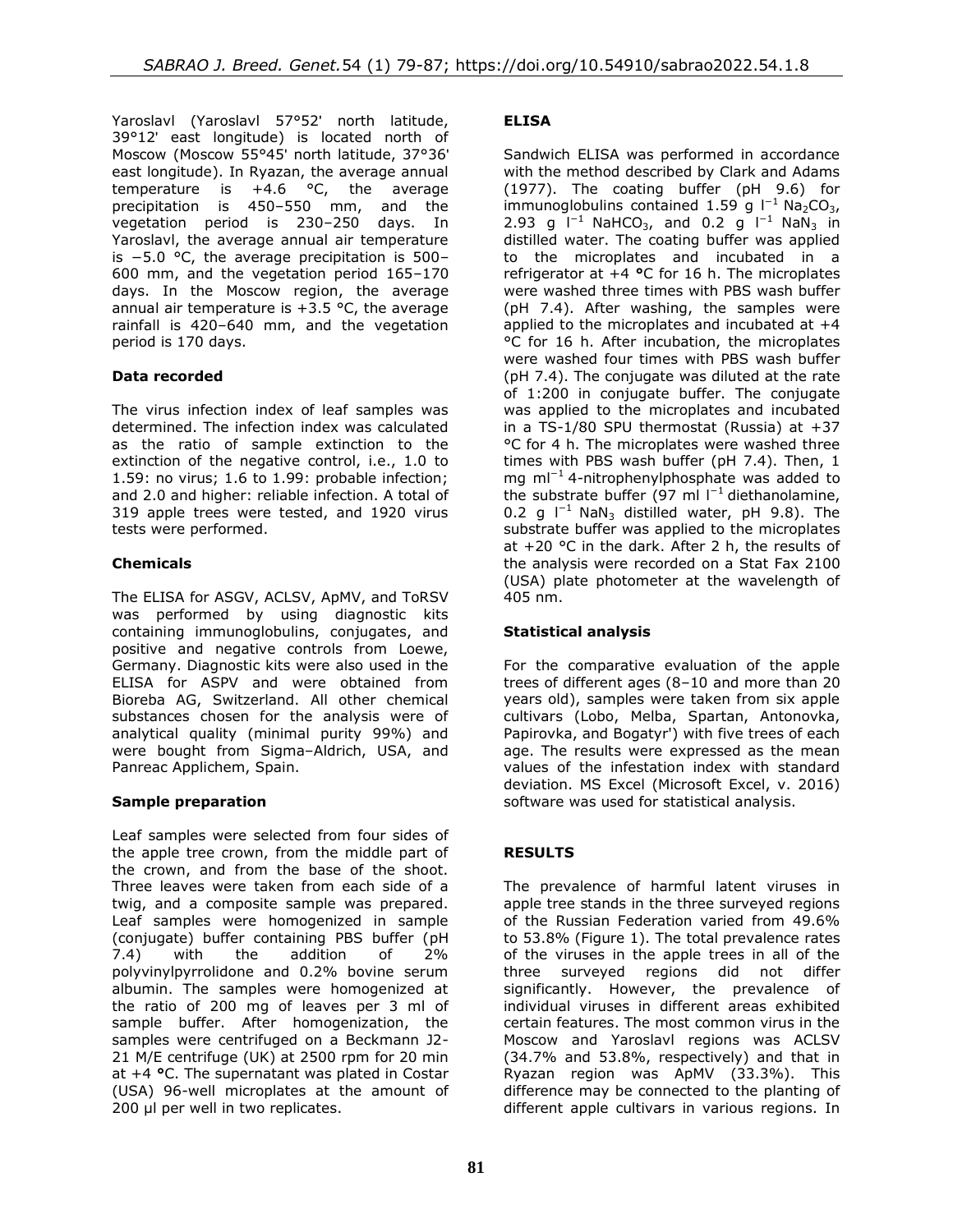Yaroslavl (Yaroslavl 57°52' north latitude, 39°12' east longitude) is located north of Moscow (Moscow 55°45' north latitude, 37°36' east longitude). In Ryazan, the average annual temperature is +4.6 °C, the average precipitation is 450–550 mm, and the vegetation period is 230–250 days. In Yaroslavl, the average annual air temperature is −5.0 °C, the average precipitation is 500–600 mm, and the vegetation period 165–170 days. In the Moscow region, the average annual air temperature is +3.5 °C, the average rainfall is 420–640 mm, and the vegetation period is 170 days.

**Data recorded**

The virus infection index of leaf samples was determined. The infection index was calculated as the ratio of sample extinction to the extinction of the negative control, i.e., 1.0 to 1.59: no virus; 1.6 to 1.99: probable infection; and 2.0 and higher: reliable infection. A total of 319 apple trees were tested, and 1920 virus tests were performed.

**Chemicals**

The ELISA for ASGV, ACLSV, ApMV, and ToRSV was performed by using diagnostic kits containing immunoglobulins, conjugates, and positive and negative controls from Loewe, Germany. Diagnostic kits were also used in the ELISA for ASPV and were obtained from Bioreba AG, Switzerland. All other chemical substances chosen for the analysis were of analytical quality (minimal purity 99%) and were bought from Sigma–Aldrich, USA, and Panreac Applichem, Spain.

**Sample preparation**

Leaf samples were selected from four sides of the apple tree crown, from the middle part of the crown, and from the base of the shoot. Three leaves were taken from each side of a twig, and a composite sample was prepared. Leaf samples were homogenized in sample (conjugate) buffer containing PBS buffer (pH 7.4) with the addition of 2% polyvinylpyrrolidone and 0.2% bovine serum albumin. The samples were homogenized at the ratio of 200 mg of leaves per 3 ml of sample buffer. After homogenization, the samples were centrifuged on a Beckmann J2-21 M/E centrifuge (UK) at 2500 rpm for 20 min at +4 °C. The supernatant was plated in Costar (USA) 96-well microplates at the amount of 200 µl per well in two replicates.

**ELISA**

Sandwich ELISA was performed in accordance with the method described by Clark and Adams (1977). The coating buffer (pH 9.6) for immunoglobulins contained 1.59 g $l^{-1}$ $Na_2CO_3$, 2.93 g $l^{-1}$ $NaHCO_3$, and 0.2 g $l^{-1}$ $NaN_3$ in distilled water. The coating buffer was applied to the microplates and incubated in a refrigerator at +4 °C for 16 h. The microplates were washed three times with PBS wash buffer (pH 7.4). After washing, the samples were applied to the microplates and incubated at +4 °C for 16 h. After incubation, the microplates were washed four times with PBS wash buffer (pH 7.4). The conjugate was diluted at the rate of 1:200 in conjugate buffer. The conjugate was applied to the microplates and incubated in a TS-1/80 SPU thermostat (Russia) at +37 °C for 4 h. The microplates were washed three times with PBS wash buffer (pH 7.4). Then, 1 mg $ml^{-1}$ 4-nitrophenylphosphate was added to the substrate buffer (97 ml $l^{-1}$ diethanolamine, 0.2 g $l^{-1}$ $NaN_3$ distilled water, pH 9.8). The substrate buffer was applied to the microplates at +20 °C in the dark. After 2 h, the results of the analysis were recorded on a Stat Fax 2100 (USA) plate photometer at the wavelength of 405 nm.

**Statistical analysis**

For the comparative evaluation of the apple trees of different ages (8–10 and more than 20 years old), samples were taken from six apple cultivars (Lobo, Melba, Spartan, Antonovka, Papirovka, and Bogatyr') with five trees of each age. The results were expressed as the mean values of the infestation index with standard deviation. MS Excel (Microsoft Excel, v. 2016) software was used for statistical analysis.

## RESULTS

The prevalence of harmful latent viruses in apple tree stands in the three surveyed regions of the Russian Federation varied from 49.6% to 53.8% (Figure 1). The total prevalence rates of the viruses in the apple trees in all of the three surveyed regions did not differ significantly. However, the prevalence of individual viruses in different areas exhibited certain features. The most common virus in the Moscow and Yaroslavl regions was ACLSV (34.7% and 53.8%, respectively) and that in Ryazan region was ApMV (33.3%). This difference may be connected to the planting of different apple cultivars in various regions. In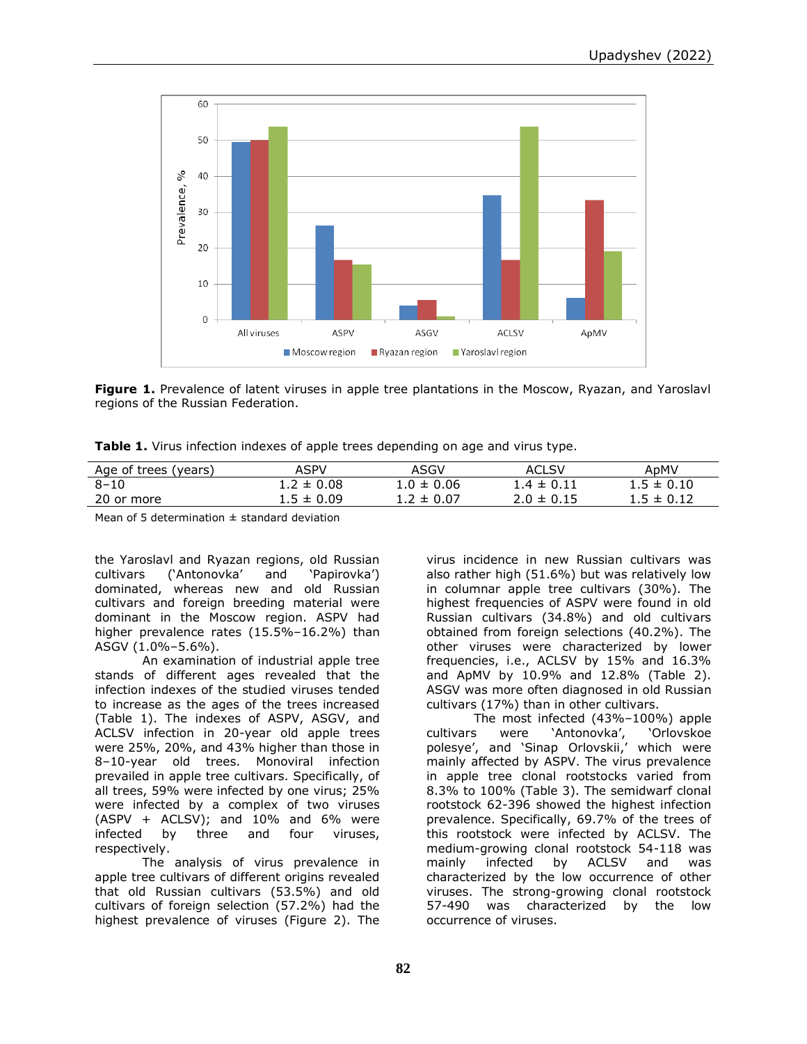**Figure 1.** Prevalence of latent viruses in apple tree plantations in the Moscow, Ryazan, and Yaroslavl regions of the Russian Federation.

**Table 1.** Virus infection indexes of apple trees depending on age and virus type.

| Age of trees (years) | ASPV | ASGV | ACLSV | ApMV |
|---|---|---|---|---|
| 8–10 | 1.2 ± 0.08 | 1.0 ± 0.06 | 1.4 ± 0.11 | 1.5 ± 0.10 |
| 20 or more | 1.5 ± 0.09 | 1.2 ± 0.07 | 2.0 ± 0.15 | 1.5 ± 0.12 |

Mean of 5 determination ± standard deviation

the Yaroslavl and Ryazan regions, old Russian cultivars ('Antonovka' and 'Papirovka') dominated, whereas new and old Russian cultivars and foreign breeding material were dominant in the Moscow region. ASPV had higher prevalence rates (15.5%–16.2%) than ASGV (1.0%–5.6%).

An examination of industrial apple tree stands of different ages revealed that the infection indexes of the studied viruses tended to increase as the ages of the trees increased (Table 1). The indexes of ASPV, ASGV, and ACLSV infection in 20-year old apple trees were 25%, 20%, and 43% higher than those in 8–10-year old trees. Monoviral infection prevailed in apple tree cultivars. Specifically, of all trees, 59% were infected by one virus; 25% were infected by a complex of two viruses (ASPV + ACLSV); and 10% and 6% were infected by three and four viruses, respectively.

The analysis of virus prevalence in apple tree cultivars of different origins revealed that old Russian cultivars (53.5%) and old cultivars of foreign selection (57.2%) had the highest prevalence of viruses (Figure 2). The virus incidence in new Russian cultivars was also rather high (51.6%) but was relatively low in columnar apple tree cultivars (30%). The highest frequencies of ASPV were found in old Russian cultivars (34.8%) and old cultivars obtained from foreign selections (40.2%). The other viruses were characterized by lower frequencies, i.e., ACLSV by 15% and 16.3% and ApMV by 10.9% and 12.8% (Table 2). ASGV was more often diagnosed in old Russian cultivars (17%) than in other cultivars.

The most infected (43%–100%) apple cultivars were 'Antonovka', 'Orlovskoe polesye', and 'Sinap Orlovskii,' which were mainly affected by ASPV. The virus prevalence in apple tree clonal rootstocks varied from 8.3% to 100% (Table 3). The semidwarf clonal rootstock 62-396 showed the highest infection prevalence. Specifically, 69.7% of the trees of this rootstock were infected by ACLSV. The medium-growing clonal rootstock 54-118 was mainly infected by ACLSV and was characterized by the low occurrence of other viruses. The strong-growing clonal rootstock 57-490 was characterized by the low occurrence of viruses.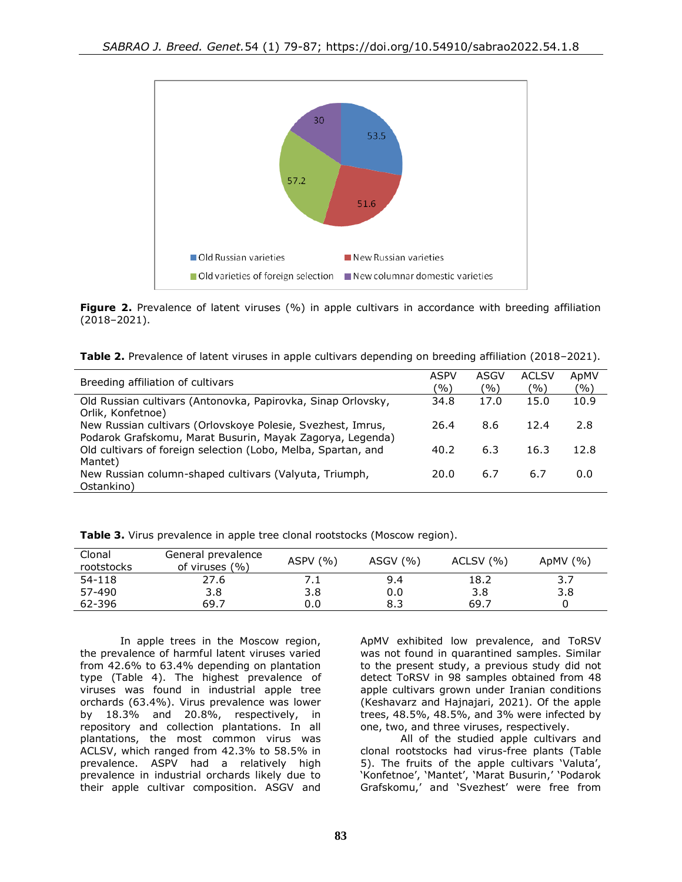Figure 2. Prevalence of latent viruses (%) in apple cultivars in accordance with breeding affiliation (2018–2021).

**Table 2.** Prevalence of latent viruses in apple cultivars depending on breeding affiliation (2018–2021).

| Breeding affiliation of cultivars | ASPV (%) | ASGV (%) | ACLSV (%) | ApMV (%) |
|---|---|---|---|---|
| Old Russian cultivars (Antonovka, Papirovka, Sinap Orlovsky, Orlik, Konfetnoe) | 34.8 | 17.0 | 15.0 | 10.9 |
| New Russian cultivars (Orlovskoye Polesie, Svezhest, Imrus, Podarok Grafskomu, Marat Busurin, Mayak Zagorya, Legenda) | 26.4 | 8.6 | 12.4 | 2.8 |
| Old cultivars of foreign selection (Lobo, Melba, Spartan, and Mantet) | 40.2 | 6.3 | 16.3 | 12.8 |
| New Russian column-shaped cultivars (Valyuta, Triumph, Ostankino) | 20.0 | 6.7 | 6.7 | 0.0 |

**Table 3.** Virus prevalence in apple tree clonal rootstocks (Moscow region).

| Clonal rootstocks | General prevalence of viruses (%) | ASPV (%) | ASGV (%) | ACLSV (%) | ApMV (%) |
|---|---|---|---|---|---|
| 54-118 | 27.6 | 7.1 | 9.4 | 18.2 | 3.7 |
| 57-490 | 3.8 | 3.8 | 0.0 | 3.8 | 3.8 |
| 62-396 | 69.7 | 0.0 | 8.3 | 69.7 | 0 |

In apple trees in the Moscow region, the prevalence of harmful latent viruses varied from 42.6% to 63.4% depending on plantation type (Table 4). The highest prevalence of viruses was found in industrial apple tree orchards (63.4%). Virus prevalence was lower by 18.3% and 20.8%, respectively, in repository and collection plantations. In all plantations, the most common virus was ACLSV, which ranged from 42.3% to 58.5% in prevalence. ASPV had a relatively high prevalence in industrial orchards likely due to their apple cultivar composition. ASGV and ApMV exhibited low prevalence, and ToRSV was not found in quarantined samples. Similar to the present study, a previous study did not detect ToRSV in 98 samples obtained from 48 apple cultivars grown under Iranian conditions (Keshavarz and Hajnajari, 2021). Of the apple trees, 48.5%, 48.5%, and 3% were infected by one, two, and three viruses, respectively.

All of the studied apple cultivars and clonal rootstocks had virus-free plants (Table 5). The fruits of the apple cultivars 'Valuta', 'Konfetnoe', 'Mantet', 'Marat Busurin,' 'Podarok Grafskomu,' and 'Svezhest' were free from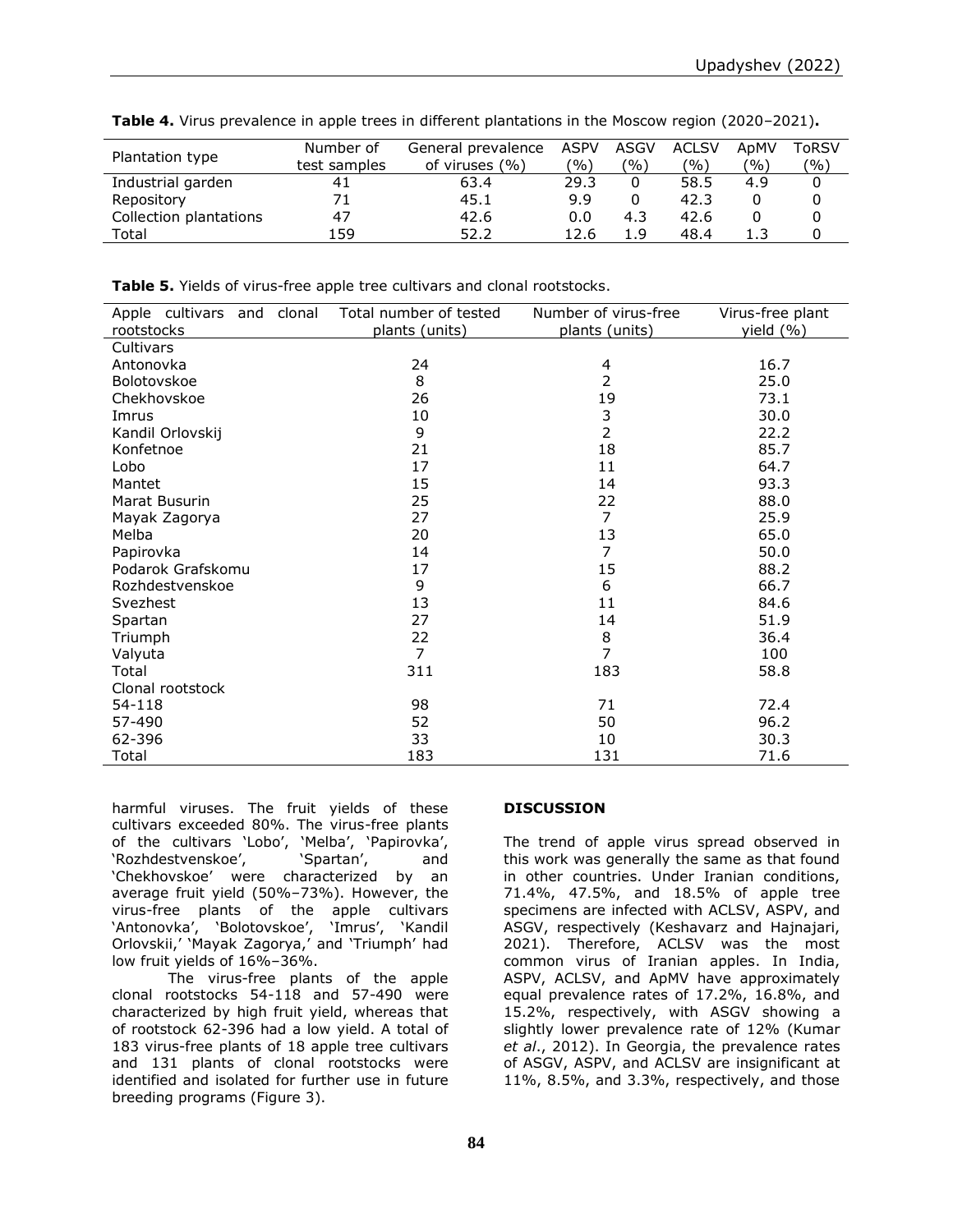**Table 4.** Virus prevalence in apple trees in different plantations in the Moscow region (2020–2021)**.**

| Plantation type | Number of test samples | General prevalence of viruses (%) | ASPV (%) | ASGV (%) | ACLSV (%) | ApMV (%) | ToRSV (%) |
|---|---|---|---|---|---|---|---|
| Industrial garden | 41 | 63.4 | 29.3 | 0 | 58.5 | 4.9 | 0 |
| Repository | 71 | 45.1 | 9.9 | 0 | 42.3 | 0 | 0 |
| Collection plantations | 47 | 42.6 | 0.0 | 4.3 | 42.6 | 0 | 0 |
| Total | 159 | 52.2 | 12.6 | 1.9 | 48.4 | 1.3 | 0 |

**Table 5.** Yields of virus-free apple tree cultivars and clonal rootstocks.

| Apple cultivars and clonal rootstocks | Total number of tested plants (units) | Number of virus-free plants (units) | Virus-free plant yield (%) |
|---|---|---|---|
| Cultivars | | | |
| Antonovka | 24 | 4 | 16.7 |
| Bolotovskoe | 8 | 2 | 25.0 |
| Chekhovskoe | 26 | 19 | 73.1 |
| Imrus | 10 | 3 | 30.0 |
| Kandil Orlovskij | 9 | 2 | 22.2 |
| Konfetnoe | 21 | 18 | 85.7 |
| Lobo | 17 | 11 | 64.7 |
| Mantet | 15 | 14 | 93.3 |
| Marat Busurin | 25 | 22 | 88.0 |
| Mayak Zagorya | 27 | 7 | 25.9 |
| Melba | 20 | 13 | 65.0 |
| Papirovka | 14 | 7 | 50.0 |
| Podarok Grafskomu | 17 | 15 | 88.2 |
| Rozhdestvenskoe | 9 | 6 | 66.7 |
| Svezhest | 13 | 11 | 84.6 |
| Spartan | 27 | 14 | 51.9 |
| Triumph | 22 | 8 | 36.4 |
| Valyuta | 7 | 7 | 100 |
| Total | 311 | 183 | 58.8 |
| Clonal rootstock | | | |
| 54-118 | 98 | 71 | 72.4 |
| 57-490 | 52 | 50 | 96.2 |
| 62-396 | 33 | 10 | 30.3 |
| Total | 183 | 131 | 71.6 |

harmful viruses. The fruit yields of these cultivars exceeded 80%. The virus-free plants of the cultivars 'Lobo', 'Melba', 'Papirovka', 'Rozhdestvenskoe', 'Spartan', and 'Chekhovskoe' were characterized by an average fruit yield (50%–73%). However, the virus-free plants of the apple cultivars 'Antonovka', 'Bolotovskoe', 'Imrus', 'Kandil Orlovskii,' 'Mayak Zagorya,' and 'Triumph' had low fruit yields of 16%–36%.

The virus-free plants of the apple clonal rootstocks 54-118 and 57-490 were characterized by high fruit yield, whereas that of rootstock 62-396 had a low yield. A total of 183 virus-free plants of 18 apple tree cultivars and 131 plants of clonal rootstocks were identified and isolated for further use in future breeding programs (Figure 3).

**DISCUSSION**

The trend of apple virus spread observed in this work was generally the same as that found in other countries. Under Iranian conditions, 71.4%, 47.5%, and 18.5% of apple tree specimens are infected with ACLSV, ASPV, and ASGV, respectively (Keshavarz and Hajnajari, 2021). Therefore, ACLSV was the most common virus of Iranian apples. In India, ASPV, ACLSV, and ApMV have approximately equal prevalence rates of 17.2%, 16.8%, and 15.2%, respectively, with ASGV showing a slightly lower prevalence rate of 12% (Kumar *et al*., 2012). In Georgia, the prevalence rates of ASGV, ASPV, and ACLSV are insignificant at 11%, 8.5%, and 3.3%, respectively, and those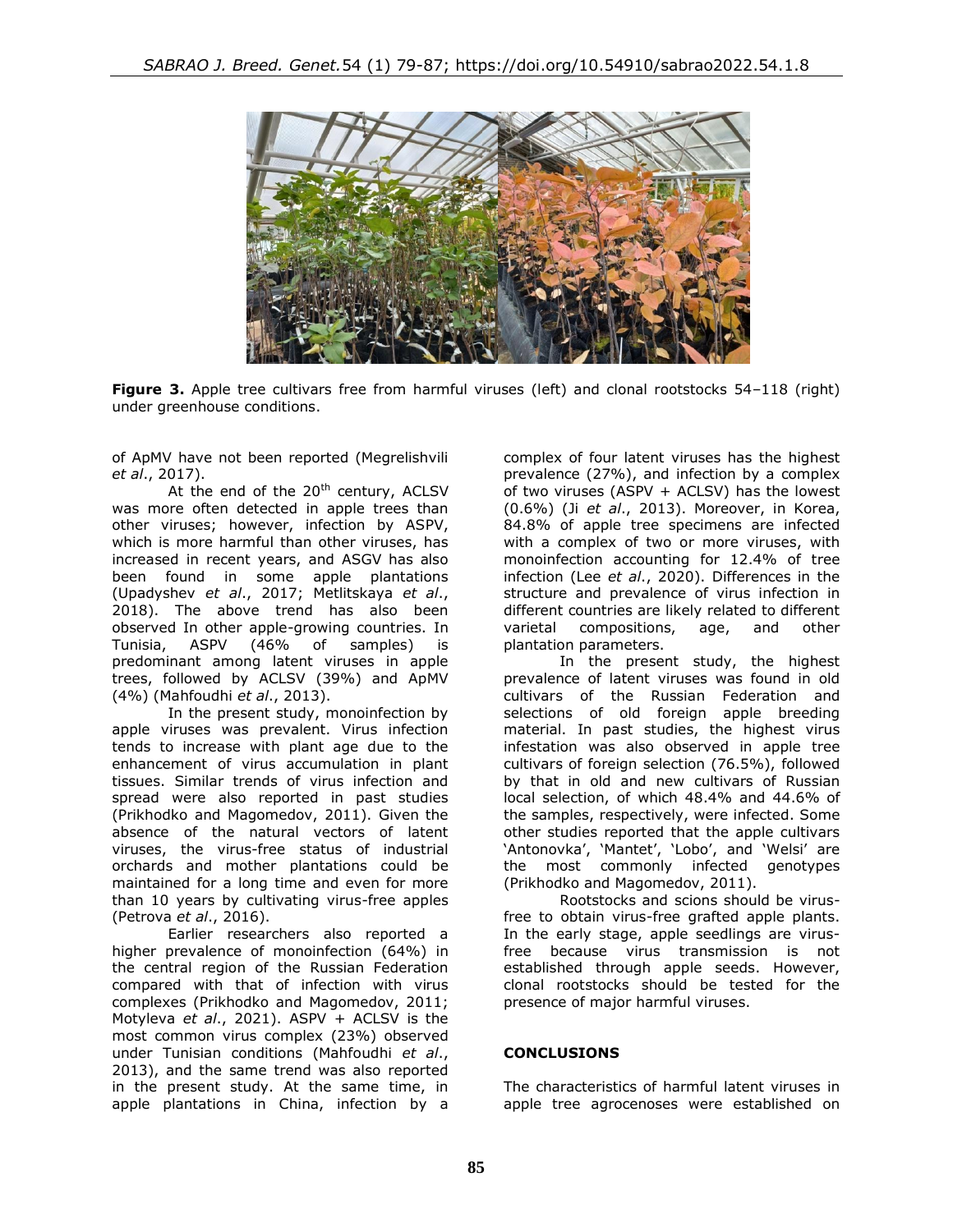**Figure 3.** Apple tree cultivars free from harmful viruses (left) and clonal rootstocks 54–118 (right) under greenhouse conditions.

of ApMV have not been reported (Megrelishvili *et al*., 2017).

At the end of the 20th century, ACLSV was more often detected in apple trees than other viruses; however, infection by ASPV, which is more harmful than other viruses, has increased in recent years, and ASGV has also been found in some apple plantations (Upadyshev *et al*., 2017; Metlitskaya *et al*., 2018). The above trend has also been observed In other apple-growing countries. In Tunisia, ASPV (46% of samples) is predominant among latent viruses in apple trees, followed by ACLSV (39%) and ApMV (4%) (Mahfoudhi *et al*., 2013).

In the present study, monoinfection by apple viruses was prevalent. Virus infection tends to increase with plant age due to the enhancement of virus accumulation in plant tissues. Similar trends of virus infection and spread were also reported in past studies (Prikhodko and Magomedov, 2011). Given the absence of the natural vectors of latent viruses, the virus-free status of industrial orchards and mother plantations could be maintained for a long time and even for more than 10 years by cultivating virus-free apples (Petrova *et al*., 2016).

Earlier researchers also reported a higher prevalence of monoinfection (64%) in the central region of the Russian Federation compared with that of infection with virus complexes (Prikhodko and Magomedov, 2011; Motyleva *et al*., 2021). ASPV + ACLSV is the most common virus complex (23%) observed under Tunisian conditions (Mahfoudhi *et al*., 2013), and the same trend was also reported in the present study. At the same time, in apple plantations in China, infection by a complex of four latent viruses has the highest prevalence (27%), and infection by a complex of two viruses (ASPV + ACLSV) has the lowest (0.6%) (Ji *et al*., 2013). Moreover, in Korea, 84.8% of apple tree specimens are infected with a complex of two or more viruses, with monoinfection accounting for 12.4% of tree infection (Lee *et al*., 2020). Differences in the structure and prevalence of virus infection in different countries are likely related to different varietal compositions, age, and other plantation parameters.

In the present study, the highest prevalence of latent viruses was found in old cultivars of the Russian Federation and selections of old foreign apple breeding material. In past studies, the highest virus infestation was also observed in apple tree cultivars of foreign selection (76.5%), followed by that in old and new cultivars of Russian local selection, of which 48.4% and 44.6% of the samples, respectively, were infected. Some other studies reported that the apple cultivars 'Antonovka', 'Mantet', 'Lobo', and 'Welsi' are the most commonly infected genotypes (Prikhodko and Magomedov, 2011).

Rootstocks and scions should be virus-free to obtain virus-free grafted apple plants. In the early stage, apple seedlings are virus-free because virus transmission is not established through apple seeds. However, clonal rootstocks should be tested for the presence of major harmful viruses.

## CONCLUSIONS

The characteristics of harmful latent viruses in apple tree agrocenoses were established on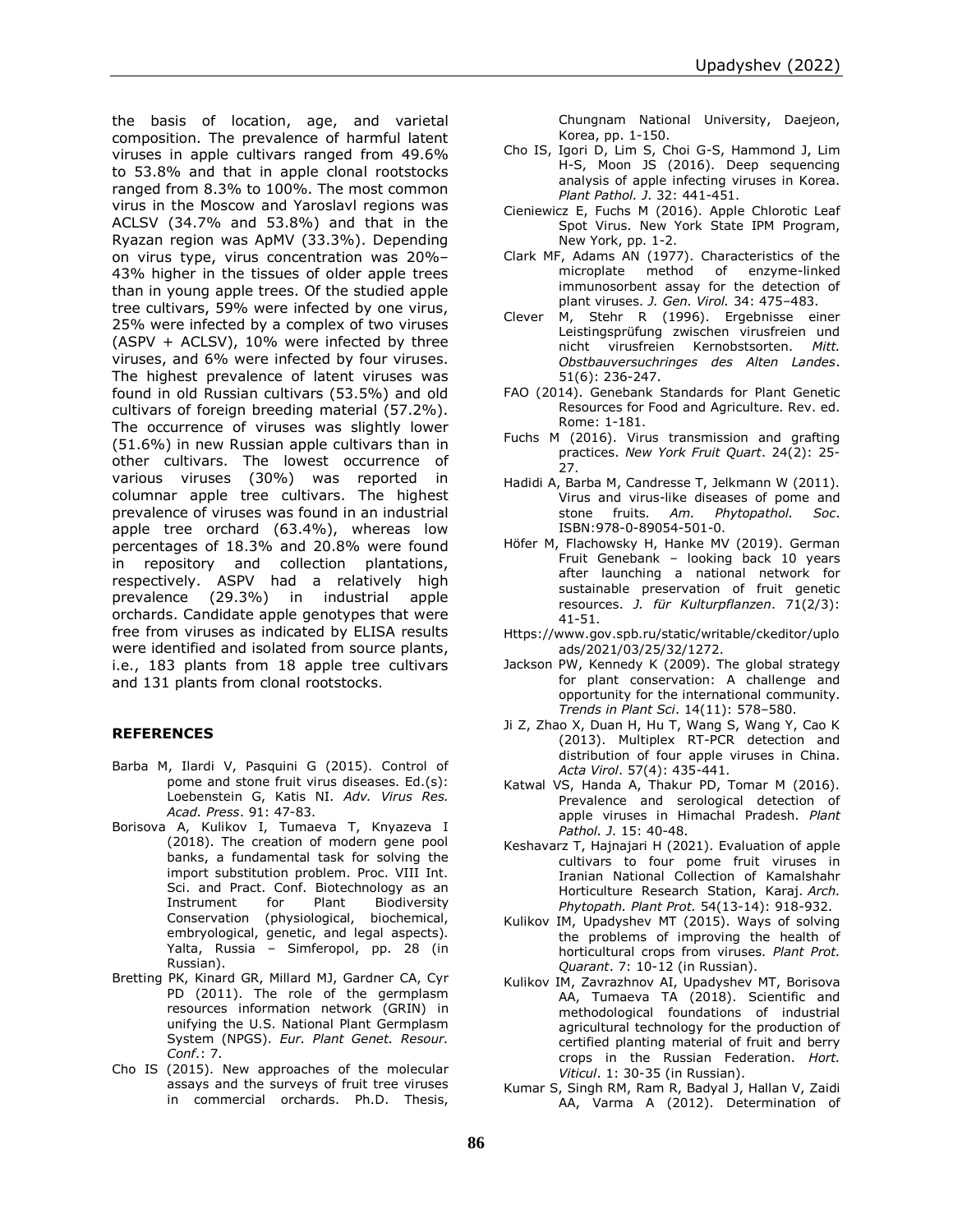the basis of location, age, and varietal composition. The prevalence of harmful latent viruses in apple cultivars ranged from 49.6% to 53.8% and that in apple clonal rootstocks ranged from 8.3% to 100%. The most common virus in the Moscow and Yaroslavl regions was ACLSV (34.7% and 53.8%) and that in the Ryazan region was ApMV (33.3%). Depending on virus type, virus concentration was 20%–43% higher in the tissues of older apple trees than in young apple trees. Of the studied apple tree cultivars, 59% were infected by one virus, 25% were infected by a complex of two viruses (ASPV + ACLSV), 10% were infected by three viruses, and 6% were infected by four viruses. The highest prevalence of latent viruses was found in old Russian cultivars (53.5%) and old cultivars of foreign breeding material (57.2%). The occurrence of viruses was slightly lower (51.6%) in new Russian apple cultivars than in other cultivars. The lowest occurrence of various viruses (30%) was reported in columnar apple tree cultivars. The highest prevalence of viruses was found in an industrial apple tree orchard (63.4%), whereas low percentages of 18.3% and 20.8% were found in repository and collection plantations, respectively. ASPV had a relatively high prevalence (29.3%) in industrial apple orchards. Candidate apple genotypes that were free from viruses as indicated by ELISA results were identified and isolated from source plants, i.e., 183 plants from 18 apple tree cultivars and 131 plants from clonal rootstocks.

## REFERENCES

Barba M, Ilardi V, Pasquini G (2015). Control of pome and stone fruit virus diseases. Ed.(s): Loebenstein G, Katis NI. *Adv. Virus Res. Acad. Press*. 91: 47-83.

Borisova A, Kulikov I, Tumaeva T, Knyazeva I (2018). The creation of modern gene pool banks, a fundamental task for solving the import substitution problem. Proc. VIII Int. Sci. and Pract. Conf. Biotechnology as an Instrument for Plant Biodiversity Conservation (physiological, biochemical, embryological, genetic, and legal aspects). Yalta, Russia – Simferopol, pp. 28 (in Russian).

Bretting PK, Kinard GR, Millard MJ, Gardner CA, Cyr PD (2011). The role of the germplasm resources information network (GRIN) in unifying the U.S. National Plant Germplasm System (NPGS). *Eur. Plant Genet. Resour. Conf.*: 7.

Cho IS (2015). New approaches of the molecular assays and the surveys of fruit tree viruses in commercial orchards. Ph.D. Thesis, Chungnam National University, Daejeon, Korea, pp. 1-150.

Cho IS, Igori D, Lim S, Choi G-S, Hammond J, Lim H-S, Moon JS (2016). Deep sequencing analysis of apple infecting viruses in Korea. *Plant Pathol. J*. 32: 441-451.

Cieniewicz E, Fuchs M (2016). Apple Chlorotic Leaf Spot Virus. New York State IPM Program, New York, pp. 1-2.

Clark MF, Adams AN (1977). Characteristics of the microplate method of enzyme-linked immunosorbent assay for the detection of plant viruses. *J. Gen. Virol.* 34: 475–483.

Clever M, Stehr R (1996). Ergebnisse einer Leistingsprüfung zwischen virusfreien und nicht virusfreien Kernobstsorten. *Mitt. Obstbauversuchringes des Alten Landes*. 51(6): 236-247.

FAO (2014). Genebank Standards for Plant Genetic Resources for Food and Agriculture. Rev. ed. Rome: 1-181.

Fuchs M (2016). Virus transmission and grafting practices. *New York Fruit Quart*. 24(2): 25-27.

Hadidi A, Barba M, Candresse T, Jelkmann W (2011). Virus and virus-like diseases of pome and stone fruits. *Am. Phytopathol. Soc*. ISBN:978-0-89054-501-0.

Höfer M, Flachowsky H, Hanke MV (2019). German Fruit Genebank – looking back 10 years after launching a national network for sustainable preservation of fruit genetic resources. *J. für Kulturpflanzen*. 71(2/3): 41-51.

Https://www.gov.spb.ru/static/writable/ckeditor/uploads/2021/03/25/32/1272.

Jackson PW, Kennedy K (2009). The global strategy for plant conservation: A challenge and opportunity for the international community. *Trends in Plant Sci*. 14(11): 578–580.

Ji Z, Zhao X, Duan H, Hu T, Wang S, Wang Y, Cao K (2013). Multiplex RT-PCR detection and distribution of four apple viruses in China. *Acta Virol*. 57(4): 435-441.

Katwal VS, Handa A, Thakur PD, Tomar M (2016). Prevalence and serological detection of apple viruses in Himachal Pradesh. *Plant Pathol. J*. 15: 40-48.

Keshavarz T, Hajnajari H (2021). Evaluation of apple cultivars to four pome fruit viruses in Iranian National Collection of Kamalshahr Horticulture Research Station, Karaj. *Arch. Phytopath. Plant Prot.* 54(13-14): 918-932.

Kulikov IM, Upadyshev MT (2015). Ways of solving the problems of improving the health of horticultural crops from viruses. *Plant Prot. Quarant*. 7: 10-12 (in Russian).

Kulikov IM, Zavrazhnov AI, Upadyshev MT, Borisova AA, Tumaeva TA (2018). Scientific and methodological foundations of industrial agricultural technology for the production of certified planting material of fruit and berry crops in the Russian Federation. *Hort. Viticul*. 1: 30-35 (in Russian).

Kumar S, Singh RM, Ram R, Badyal J, Hallan V, Zaidi AA, Varma A (2012). Determination of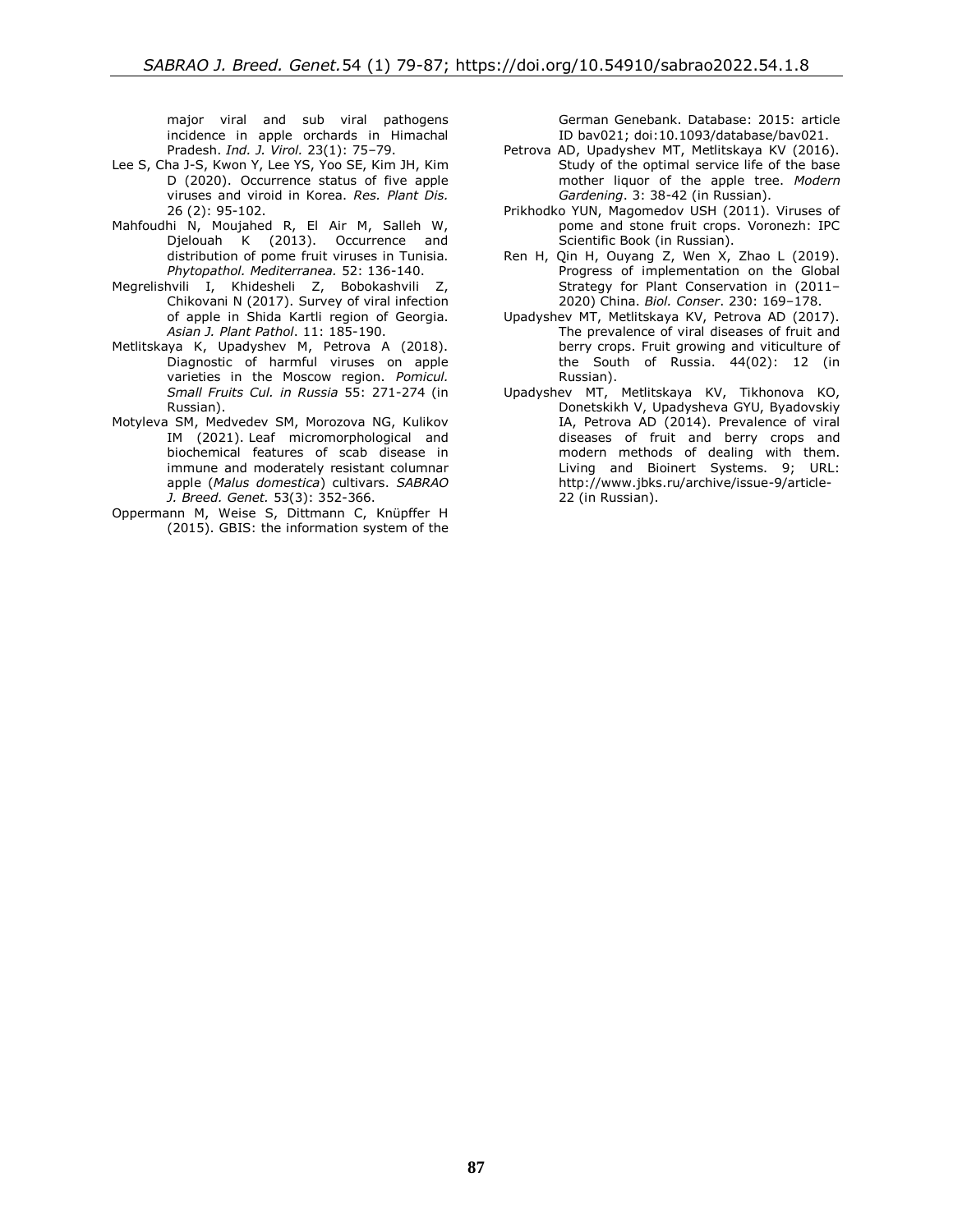major viral and sub viral pathogens incidence in apple orchards in Himachal Pradesh. *Ind. J. Virol.* 23(1): 75–79.

Lee S, Cha J-S, Kwon Y, Lee YS, Yoo SE, Kim JH, Kim D (2020). Occurrence status of five apple viruses and viroid in Korea. *Res. Plant Dis.* 26 (2): 95-102.

Mahfoudhi N, Moujahed R, El Air M, Salleh W, Djelouah K (2013). Occurrence and distribution of pome fruit viruses in Tunisia. *Phytopathol. Mediterranea.* 52: 136-140.

Megrelishvili I, Khidesheli Z, Bobokashvili Z, Chikovani N (2017). Survey of viral infection of apple in Shida Kartli region of Georgia. *Asian J. Plant Pathol*. 11: 185-190.

Metlitskaya K, Upadyshev M, Petrova A (2018). Diagnostic of harmful viruses on apple varieties in the Moscow region. *Pomicul. Small Fruits Cul. in Russia* 55: 271-274 (in Russian).

Motyleva SM, Medvedev SM, Morozova NG, Kulikov IM (2021). Leaf micromorphological and biochemical features of scab disease in immune and moderately resistant columnar apple (*Malus domestica*) cultivars. *SABRAO J. Breed. Genet.* 53(3): 352-366.

Oppermann M, Weise S, Dittmann C, Knüpffer H (2015). GBIS: the information system of the German Genebank. Database: 2015: article ID bav021; doi:10.1093/database/bav021.

Petrova AD, Upadyshev MT, Metlitskaya KV (2016). Study of the optimal service life of the base mother liquor of the apple tree. *Modern Gardening*. 3: 38-42 (in Russian).

Prikhodko YUN, Magomedov USH (2011). Viruses of pome and stone fruit crops. Voronezh: IPC Scientific Book (in Russian).

Ren H, Qin H, Ouyang Z, Wen X, Zhao L (2019). Progress of implementation on the Global Strategy for Plant Conservation in (2011–2020) China. *Biol. Conser*. 230: 169–178.

Upadyshev MT, Metlitskaya KV, Petrova AD (2017). The prevalence of viral diseases of fruit and berry crops. Fruit growing and viticulture of the South of Russia. 44(02): 12 (in Russian).

Upadyshev MT, Metlitskaya KV, Tikhonova KO, Donetskikh V, Upadysheva GYU, Byadovskiy IA, Petrova AD (2014). Prevalence of viral diseases of fruit and berry crops and modern methods of dealing with them. Living and Bioinert Systems. 9; URL: http://www.jbks.ru/archive/issue-9/article-22 (in Russian).